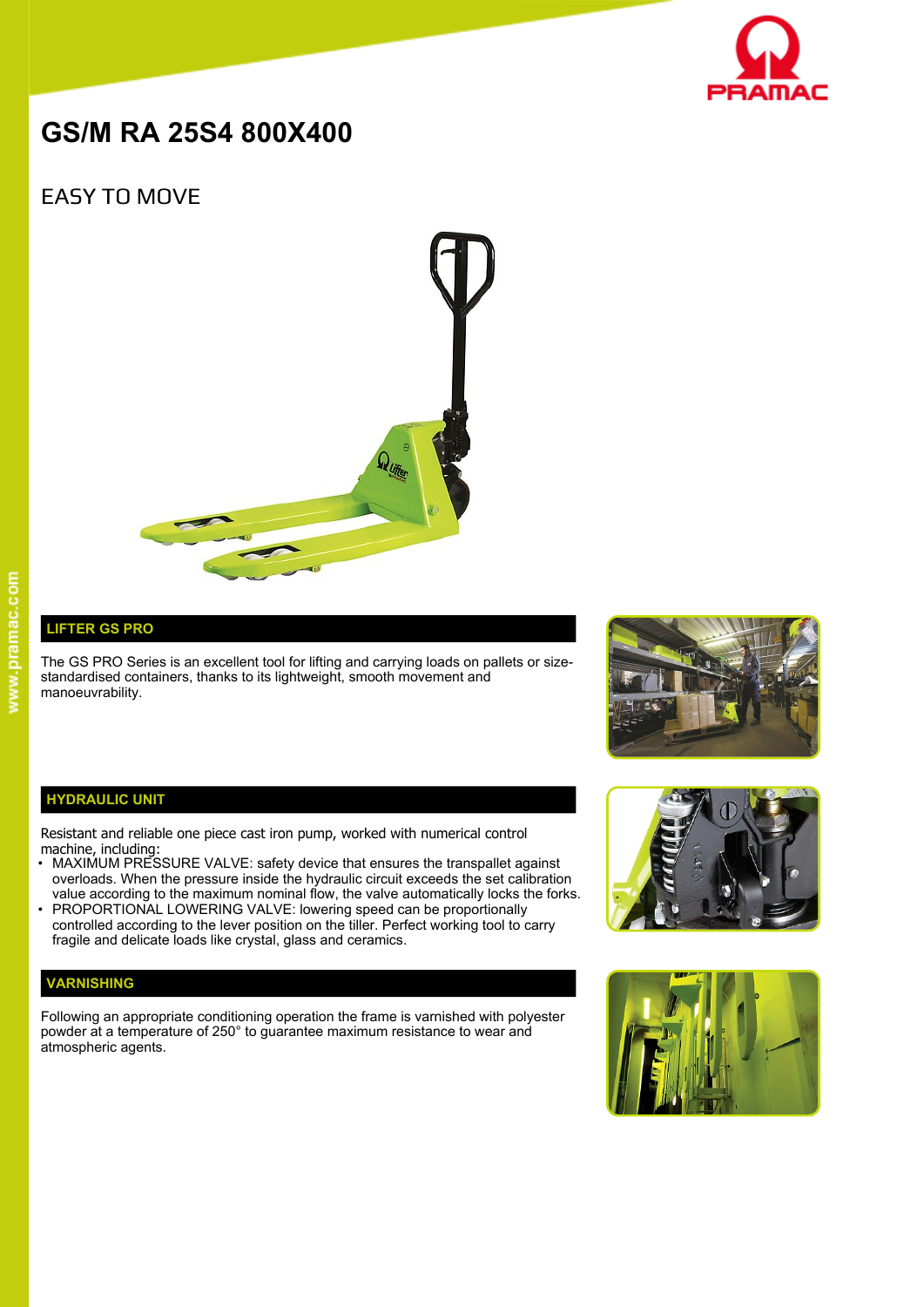# GS/M RA 25S4 800X400

## EASY TO MOVE

### LIFTER GS PRO

The GS PRO Series is an excellent tool for lifting and carrying loads on pallets or size-standardised containers, thanks to its lightweight, smooth movement and manoeuvrability.

### HYDRAULIC UNIT

Resistant and reliable one piece cast iron pump, worked with numerical control machine, including:

- MAXIMUM PRESSURE VALVE: safety device that ensures the transpallet against overloads. When the pressure inside the hydraulic circuit exceeds the set calibration value according to the maximum nominal flow, the valve automatically locks the forks.
- PROPORTIONAL LOWERING VALVE: lowering speed can be proportionally controlled according to the lever position on the tiller. Perfect working tool to carry fragile and delicate loads like crystal, glass and ceramics.

### VARNISHING

Following an appropriate conditioning operation the frame is varnished with polyester powder at a temperature of 250° to guarantee maximum resistance to wear and atmospheric agents.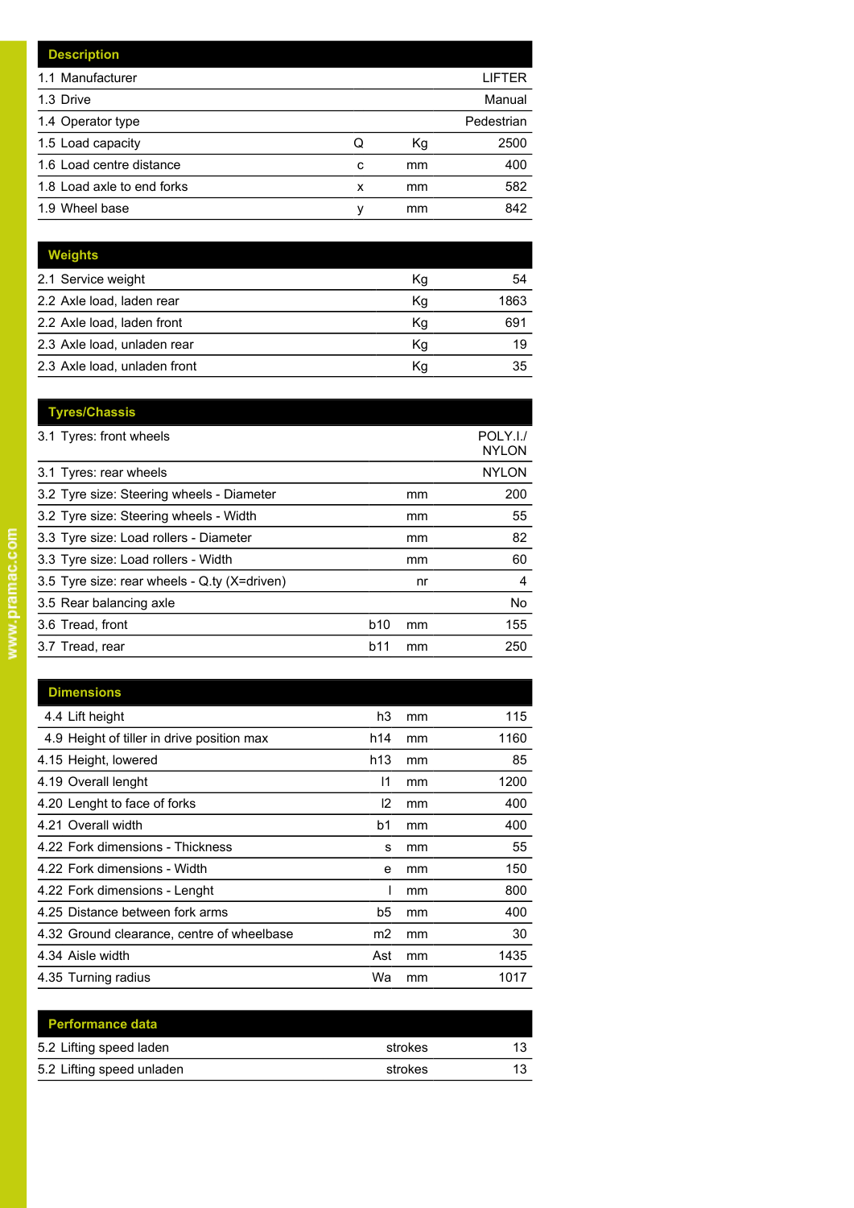| Description | | | |
|---|---|---|---|
| 1.1 Manufacturer | | | LIFTER |
| 1.3 Drive | | | Manual |
| 1.4 Operator type | | | Pedestrian |
| 1.5 Load capacity | Q | Kg | 2500 |
| 1.6 Load centre distance | c | mm | 400 |
| 1.8 Load axle to end forks | x | mm | 582 |
| 1.9 Wheel base | y | mm | 842 |

| Weights | | | |
|---|---|---|---|
| 2.1 Service weight | | Kg | 54 |
| 2.2 Axle load, laden rear | | Kg | 1863 |
| 2.2 Axle load, laden front | | Kg | 691 |
| 2.3 Axle load, unladen rear | | Kg | 19 |
| 2.3 Axle load, unladen front | | Kg | 35 |

| Tyres/Chassis | | | |
|---|---|---|---|
| 3.1 Tyres: front wheels | | | POLY.I./ NYLON |
| 3.1 Tyres: rear wheels | | | NYLON |
| 3.2 Tyre size: Steering wheels - Diameter | | mm | 200 |
| 3.2 Tyre size: Steering wheels - Width | | mm | 55 |
| 3.3 Tyre size: Load rollers - Diameter | | mm | 82 |
| 3.3 Tyre size: Load rollers - Width | | mm | 60 |
| 3.5 Tyre size: rear wheels - Q.ty (X=driven) | | nr | 4 |
| 3.5 Rear balancing axle | | | No |
| 3.6 Tread, front | b10 | mm | 155 |
| 3.7 Tread, rear | b11 | mm | 250 |

| Dimensions | | | |
|---|---|---|---|
| 4.4 Lift height | h3 | mm | 115 |
| 4.9 Height of tiller in drive position max | h14 | mm | 1160 |
| 4.15 Height, lowered | h13 | mm | 85 |
| 4.19 Overall lenght | l1 | mm | 1200 |
| 4.20 Lenght to face of forks | l2 | mm | 400 |
| 4.21 Overall width | b1 | mm | 400 |
| 4.22 Fork dimensions - Thickness | s | mm | 55 |
| 4.22 Fork dimensions - Width | e | mm | 150 |
| 4.22 Fork dimensions - Lenght | l | mm | 800 |
| 4.25 Distance between fork arms | b5 | mm | 400 |
| 4.32 Ground clearance, centre of wheelbase | m2 | mm | 30 |
| 4.34 Aisle width | Ast | mm | 1435 |
| 4.35 Turning radius | Wa | mm | 1017 |

| Performance data | | | |
|---|---|---|---|
| 5.2 Lifting speed laden | | strokes | 13 |
| 5.2 Lifting speed unladen | | strokes | 13 |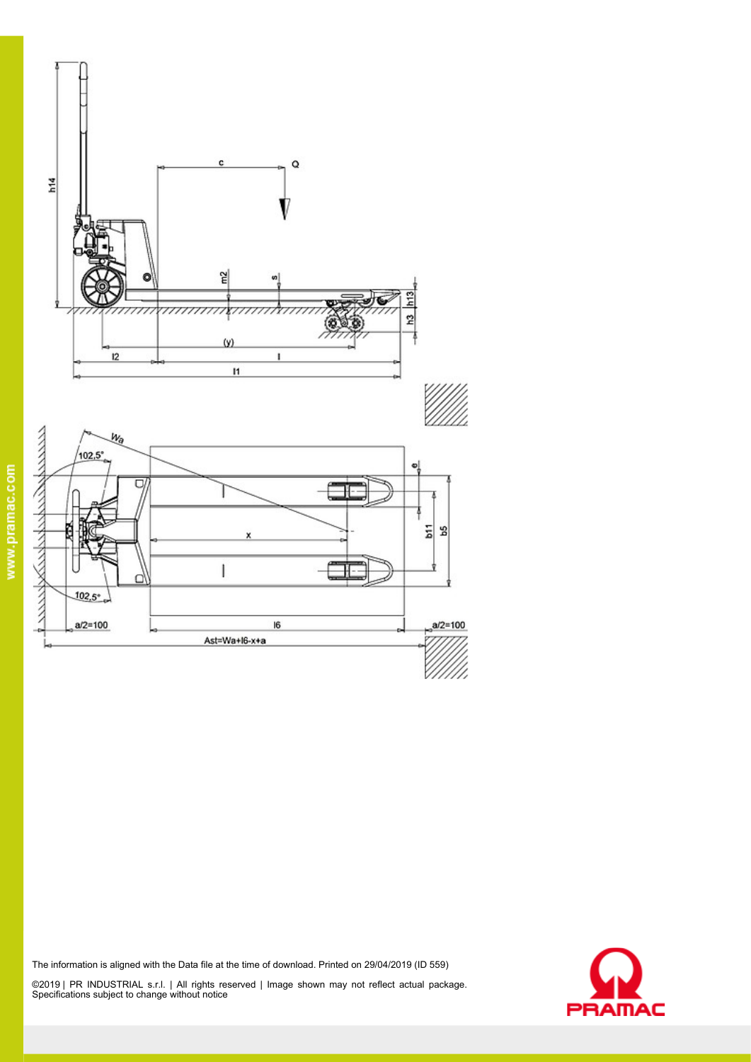h14

c

Q

m2

s

h13

h3

(y)

l2

l

l1

Wa

102,5°

e

x

b11

b5

102,5°

a/2=100

l6

a/2=100

Ast=Wa+l6-x+a

The information is aligned with the Data file at the time of download. Printed on 29/04/2019 (ID 559)

©2019 | PR INDUSTRIAL s.r.l. | All rights reserved | Image shown may not reflect actual package. Specifications subject to change without notice